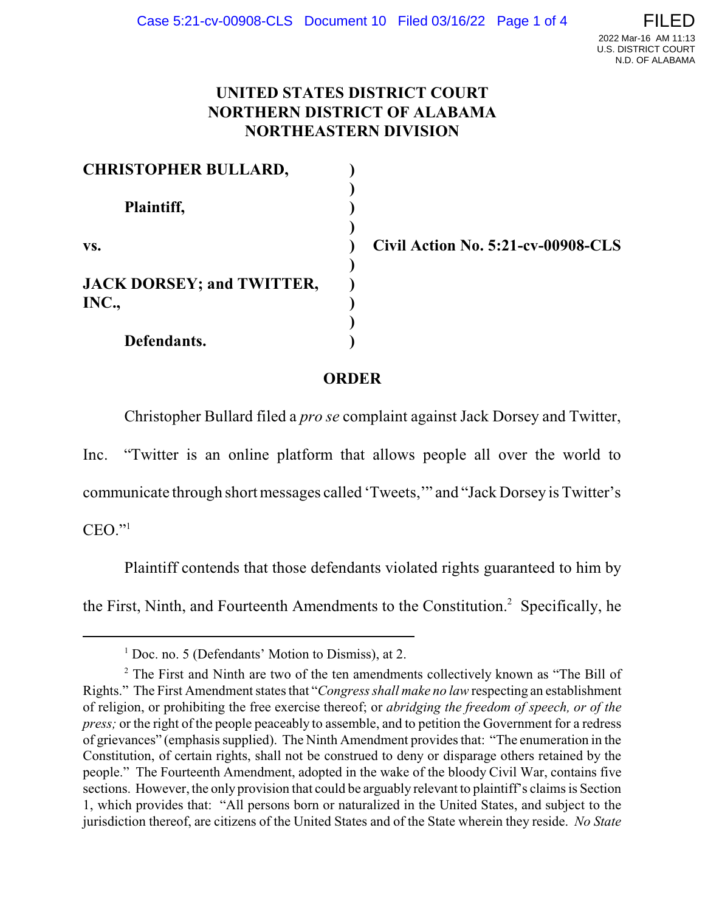# UNITED STATES DISTRICT COURT
# NORTHERN DISTRICT OF ALABAMA
# NORTHEASTERN DIVISION

| | | |
|---|---|---|
| **CHRISTOPHER BULLARD,** | ) | |
| | ) | |
| **Plaintiff,** | ) | |
| | ) | |
| **vs.** | ) | **Civil Action No. 5:21-cv-00908-CLS** |
| | ) | |
| **JACK DORSEY; and TWITTER, INC.,** | ) | |
| | ) | |
| **Defendants.** | ) | |

## ORDER

Christopher Bullard filed a *pro se* complaint against Jack Dorsey and Twitter, Inc. "Twitter is an online platform that allows people all over the world to communicate through short messages called 'Tweets,'" and "Jack Dorsey is Twitter's CEO."[1]

Plaintiff contends that those defendants violated rights guaranteed to him by the First, Ninth, and Fourteenth Amendments to the Constitution.[2] Specifically, he

---

[1] Doc. no. 5 (Defendants' Motion to Dismiss), at 2.

[2] The First and Ninth are two of the ten amendments collectively known as "The Bill of Rights." The First Amendment states that "*Congress shall make no law* respecting an establishment of religion, or prohibiting the free exercise thereof; or *abridging the freedom of speech, or of the press;* or the right of the people peaceably to assemble, and to petition the Government for a redress of grievances" (emphasis supplied). The Ninth Amendment provides that: "The enumeration in the Constitution, of certain rights, shall not be construed to deny or disparage others retained by the people." The Fourteenth Amendment, adopted in the wake of the bloody Civil War, contains five sections. However, the only provision that could be arguably relevant to plaintiff's claims is Section 1, which provides that: "All persons born or naturalized in the United States, and subject to the jurisdiction thereof, are citizens of the United States and of the State wherein they reside. *No State*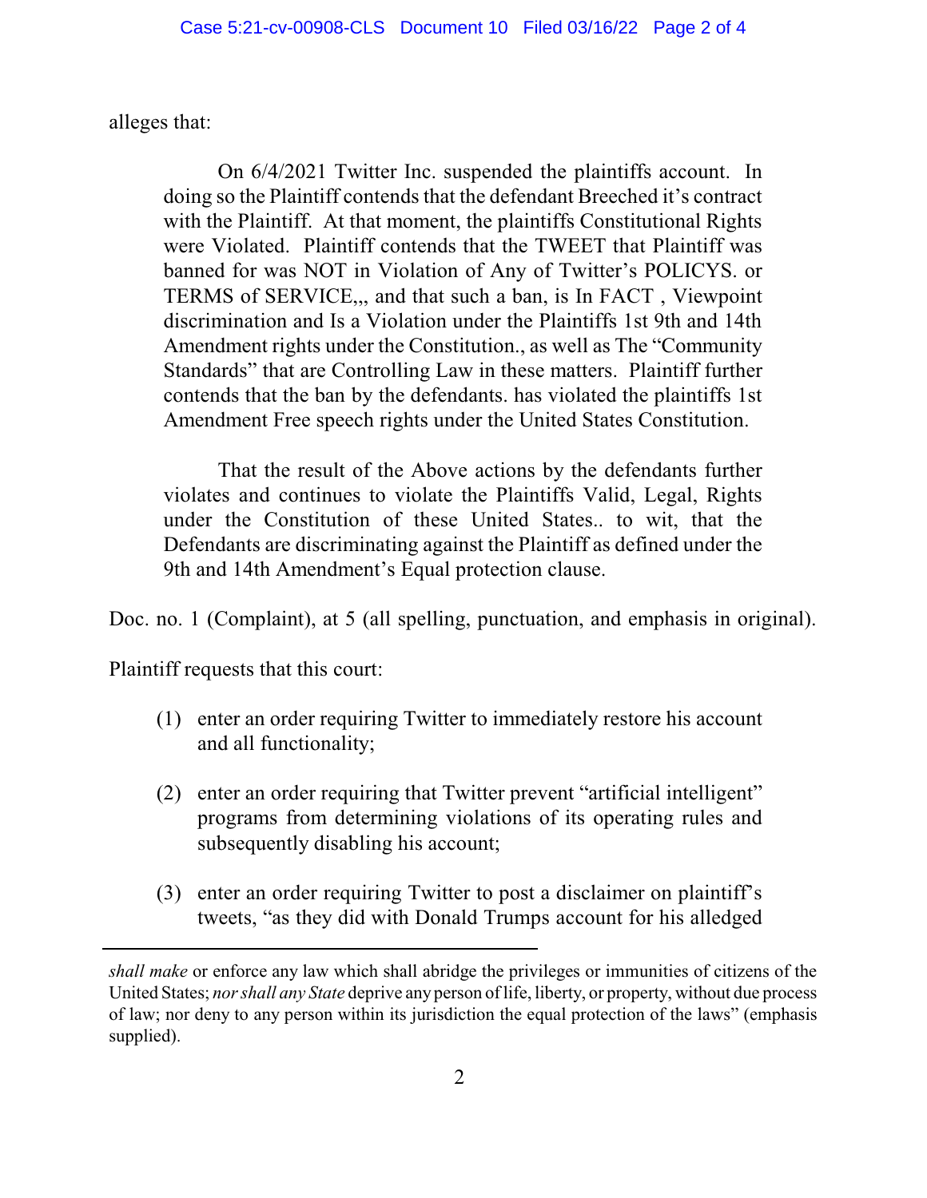alleges that:

> On 6/4/2021 Twitter Inc. suspended the plaintiffs account. In doing so the Plaintiff contends that the defendant Breeched it's contract with the Plaintiff. At that moment, the plaintiffs Constitutional Rights were Violated. Plaintiff contends that the TWEET that Plaintiff was banned for was NOT in Violation of Any of Twitter's POLICYS. or TERMS of SERVICE,,, and that such a ban, is In FACT , Viewpoint discrimination and Is a Violation under the Plaintiffs 1st 9th and 14th Amendment rights under the Constitution., as well as The "Community Standards" that are Controlling Law in these matters. Plaintiff further contends that the ban by the defendants. has violated the plaintiffs 1st Amendment Free speech rights under the United States Constitution.
>
> That the result of the Above actions by the defendants further violates and continues to violate the Plaintiffs Valid, Legal, Rights under the Constitution of these United States.. to wit, that the Defendants are discriminating against the Plaintiff as defined under the 9th and 14th Amendment's Equal protection clause.

Doc. no. 1 (Complaint), at 5 (all spelling, punctuation, and emphasis in original).

Plaintiff requests that this court:

> (1) enter an order requiring Twitter to immediately restore his account and all functionality;
>
> (2) enter an order requiring that Twitter prevent "artificial intelligent" programs from determining violations of its operating rules and subsequently disabling his account;
>
> (3) enter an order requiring Twitter to post a disclaimer on plaintiff's tweets, "as they did with Donald Trumps account for his alledged

---

*shall make* or enforce any law which shall abridge the privileges or immunities of citizens of the United States; *nor shall any State* deprive any person of life, liberty, or property, without due process of law; nor deny to any person within its jurisdiction the equal protection of the laws" (emphasis supplied).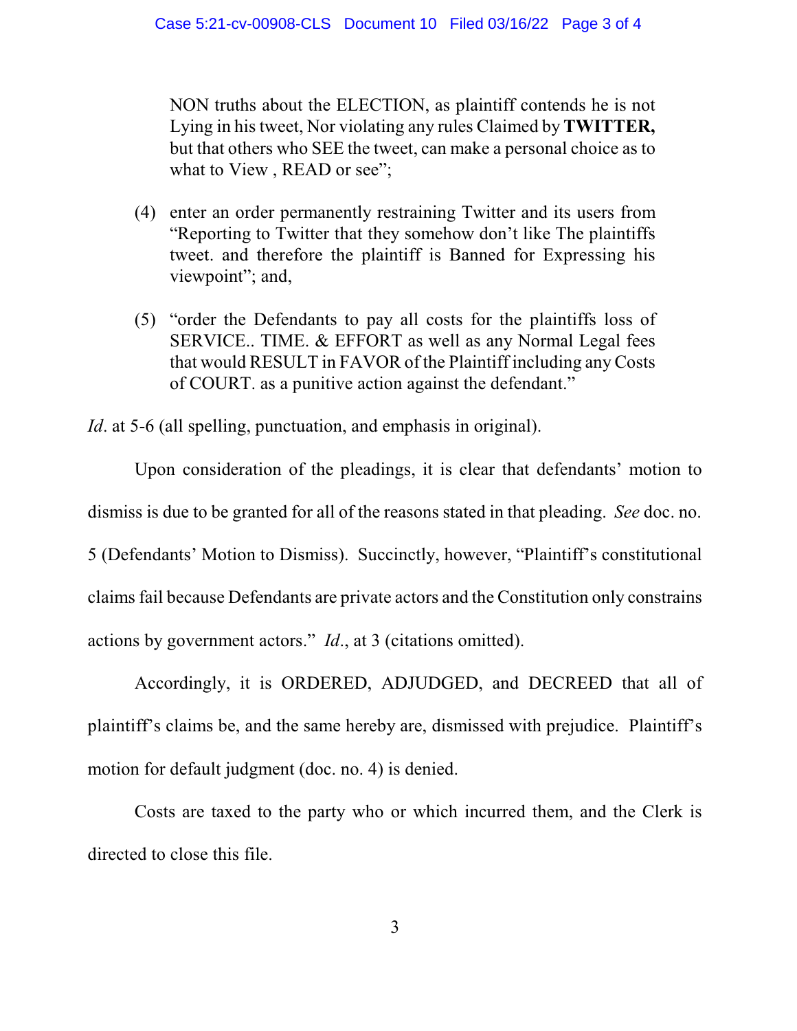NON truths about the ELECTION, as plaintiff contends he is not Lying in his tweet, Nor violating any rules Claimed by **TWITTER,** but that others who SEE the tweet, can make a personal choice as to what to View , READ or see";

(4) enter an order permanently restraining Twitter and its users from "Reporting to Twitter that they somehow don't like The plaintiffs tweet. and therefore the plaintiff is Banned for Expressing his viewpoint"; and,

(5) "order the Defendants to pay all costs for the plaintiffs loss of SERVICE.. TIME. & EFFORT as well as any Normal Legal fees that would RESULT in FAVOR of the Plaintiff including any Costs of COURT. as a punitive action against the defendant."

*Id*. at 5-6 (all spelling, punctuation, and emphasis in original).

Upon consideration of the pleadings, it is clear that defendants' motion to dismiss is due to be granted for all of the reasons stated in that pleading. *See* doc. no. 5 (Defendants' Motion to Dismiss). Succinctly, however, "Plaintiff's constitutional claims fail because Defendants are private actors and the Constitution only constrains actions by government actors." *Id*., at 3 (citations omitted).

Accordingly, it is ORDERED, ADJUDGED, and DECREED that all of plaintiff's claims be, and the same hereby are, dismissed with prejudice. Plaintiff's motion for default judgment (doc. no. 4) is denied.

Costs are taxed to the party who or which incurred them, and the Clerk is directed to close this file.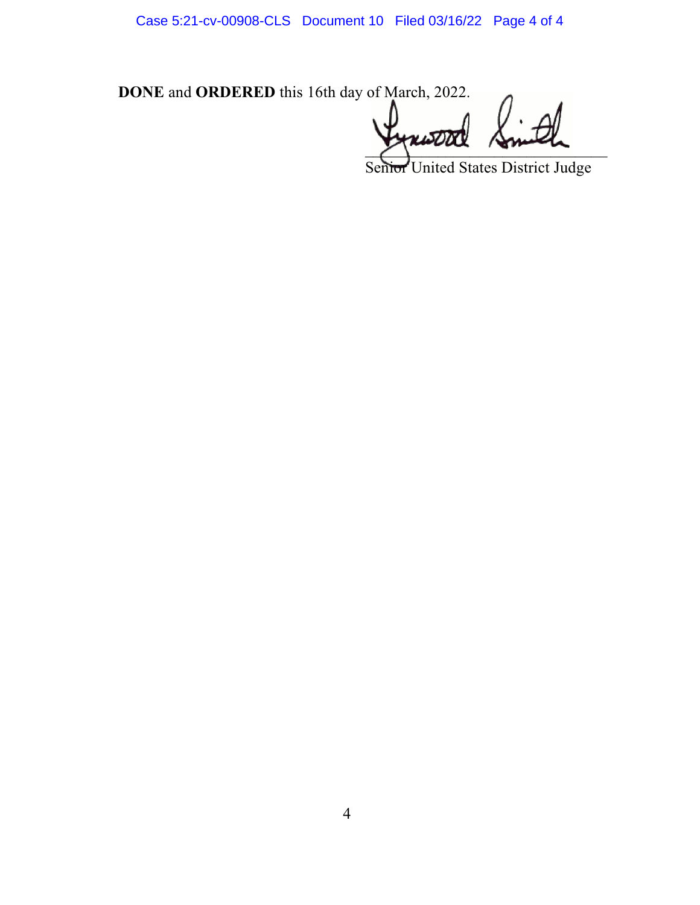**DONE** and **ORDERED** this 16th day of March, 2022.

______________________________
Senior United States District Judge